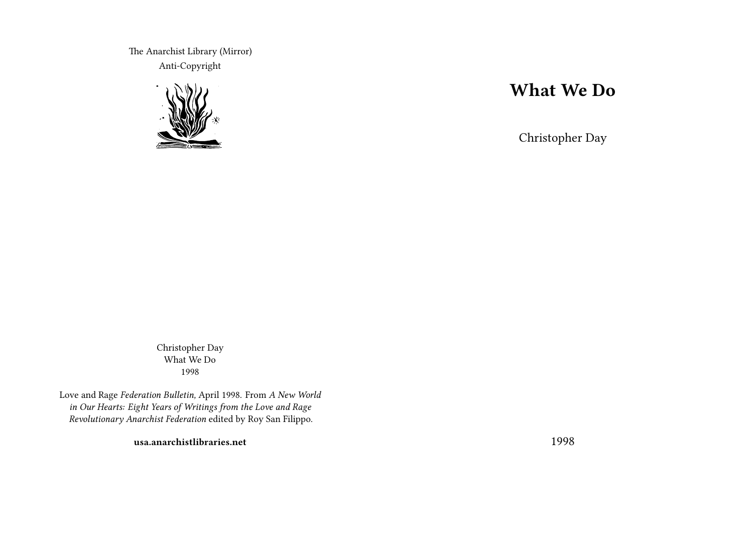The Anarchist Library (Mirror)

Anti-Copyright

# What We Do

Christopher Day

1998

Christopher Day
What We Do
1998

Love and Rage *Federation Bulletin,* April 1998. From *A New World in Our Hearts: Eight Years of Writings from the Love and Rage Revolutionary Anarchist Federation* edited by Roy San Filippo.

**usa.anarchistlibraries.net**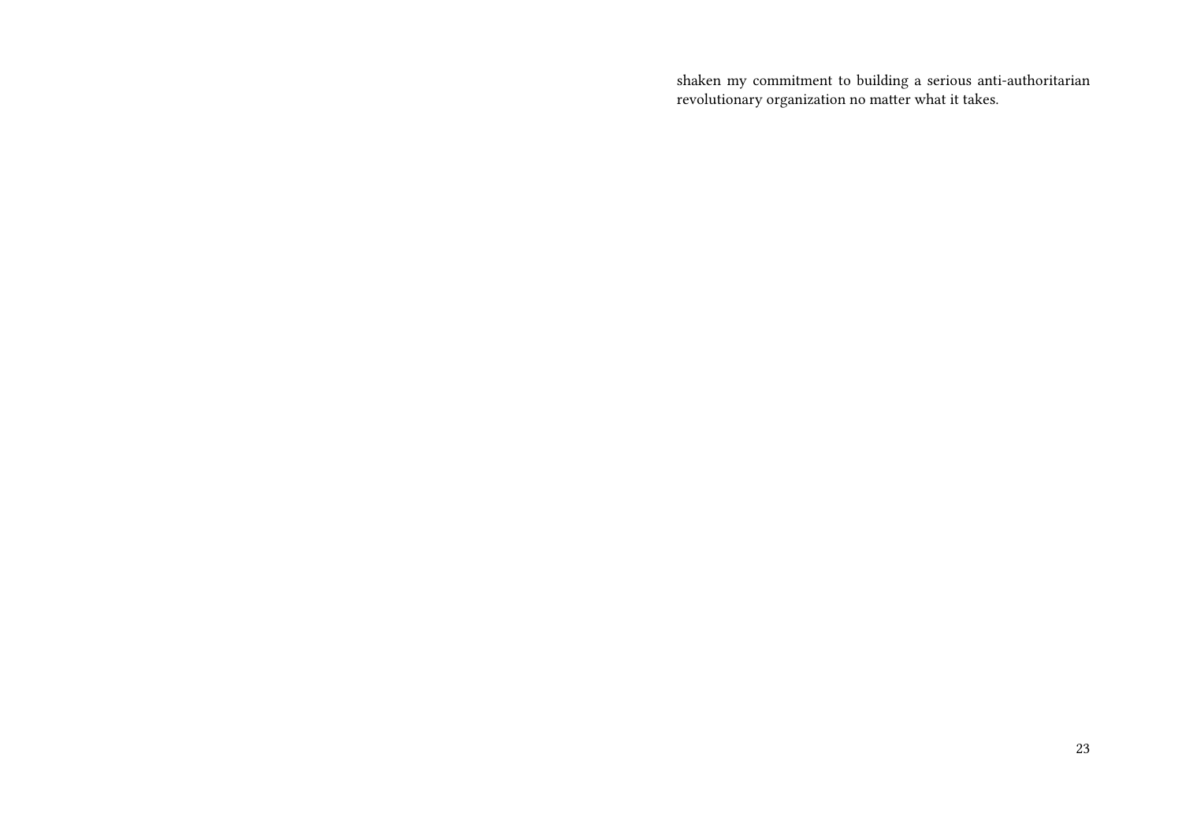shaken my commitment to building a serious anti-authoritarian revolutionary organization no matter what it takes.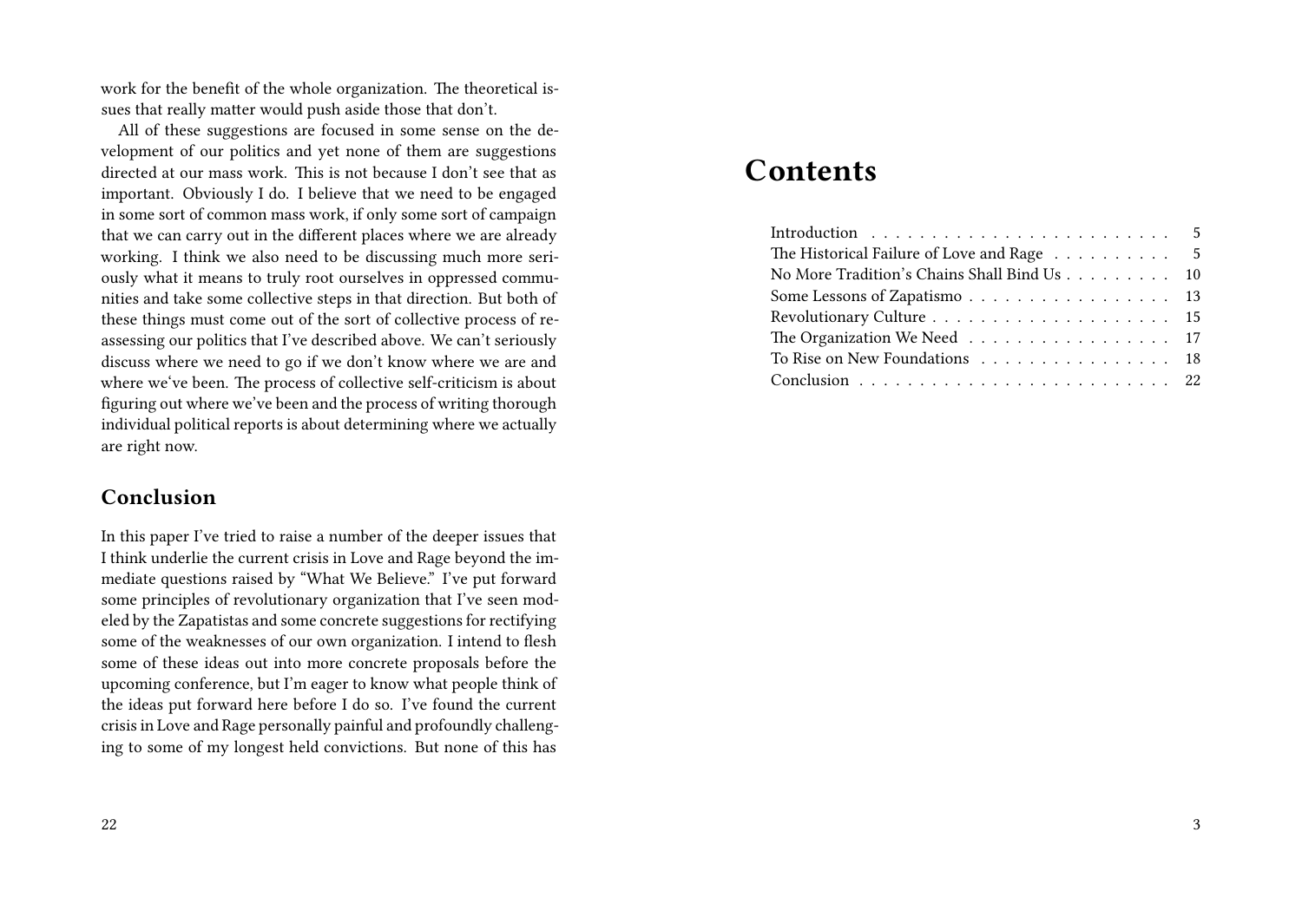work for the benefit of the whole organization. The theoretical issues that really matter would push aside those that don't.

All of these suggestions are focused in some sense on the development of our politics and yet none of them are suggestions directed at our mass work. This is not because I don't see that as important. Obviously I do. I believe that we need to be engaged in some sort of common mass work, if only some sort of campaign that we can carry out in the different places where we are already working. I think we also need to be discussing much more seriously what it means to truly root ourselves in oppressed communities and take some collective steps in that direction. But both of these things must come out of the sort of collective process of reassessing our politics that I've described above. We can't seriously discuss where we need to go if we don't know where we are and where we've been. The process of collective self-criticism is about figuring out where we've been and the process of writing thorough individual political reports is about determining where we actually are right now.

## Conclusion

In this paper I've tried to raise a number of the deeper issues that I think underlie the current crisis in Love and Rage beyond the immediate questions raised by "What We Believe." I've put forward some principles of revolutionary organization that I've seen modeled by the Zapatistas and some concrete suggestions for rectifying some of the weaknesses of our own organization. I intend to flesh some of these ideas out into more concrete proposals before the upcoming conference, but I'm eager to know what people think of the ideas put forward here before I do so. I've found the current crisis in Love and Rage personally painful and profoundly challenging to some of my longest held convictions. But none of this has

# Contents

- Introduction . . . . . . . . . . . . . . . . . . . . . . . . . 5
- The Historical Failure of Love and Rage . . . . . . . . . . 5
- No More Tradition's Chains Shall Bind Us . . . . . . . . . 10
- Some Lessons of Zapatismo . . . . . . . . . . . . . . . . . 13
- Revolutionary Culture . . . . . . . . . . . . . . . . . . . . 15
- The Organization We Need . . . . . . . . . . . . . . . . . 17
- To Rise on New Foundations . . . . . . . . . . . . . . . . 18
- Conclusion . . . . . . . . . . . . . . . . . . . . . . . . . . 22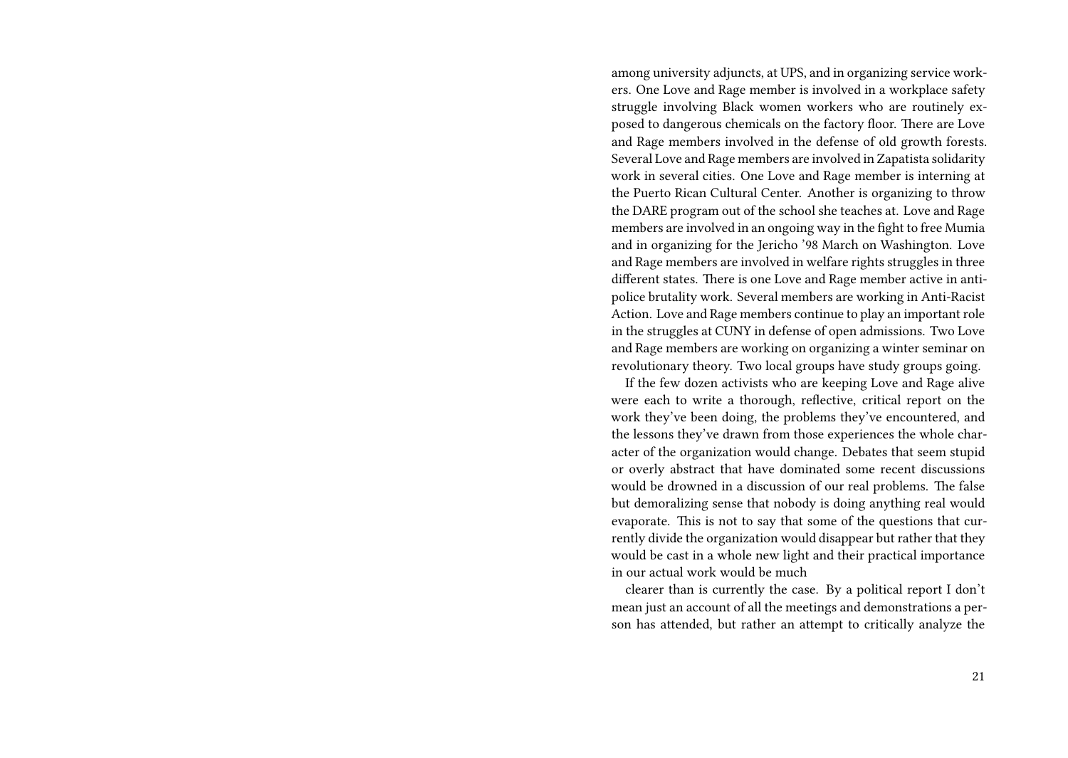among university adjuncts, at UPS, and in organizing service workers. One Love and Rage member is involved in a workplace safety struggle involving Black women workers who are routinely exposed to dangerous chemicals on the factory floor. There are Love and Rage members involved in the defense of old growth forests. Several Love and Rage members are involved in Zapatista solidarity work in several cities. One Love and Rage member is interning at the Puerto Rican Cultural Center. Another is organizing to throw the DARE program out of the school she teaches at. Love and Rage members are involved in an ongoing way in the fight to free Mumia and in organizing for the Jericho '98 March on Washington. Love and Rage members are involved in welfare rights struggles in three different states. There is one Love and Rage member active in anti-police brutality work. Several members are working in Anti-Racist Action. Love and Rage members continue to play an important role in the struggles at CUNY in defense of open admissions. Two Love and Rage members are working on organizing a winter seminar on revolutionary theory. Two local groups have study groups going.

If the few dozen activists who are keeping Love and Rage alive were each to write a thorough, reflective, critical report on the work they've been doing, the problems they've encountered, and the lessons they've drawn from those experiences the whole character of the organization would change. Debates that seem stupid or overly abstract that have dominated some recent discussions would be drowned in a discussion of our real problems. The false but demoralizing sense that nobody is doing anything real would evaporate. This is not to say that some of the questions that currently divide the organization would disappear but rather that they would be cast in a whole new light and their practical importance in our actual work would be much clearer than is currently the case. By a political report I don't mean just an account of all the meetings and demonstrations a person has attended, but rather an attempt to critically analyze the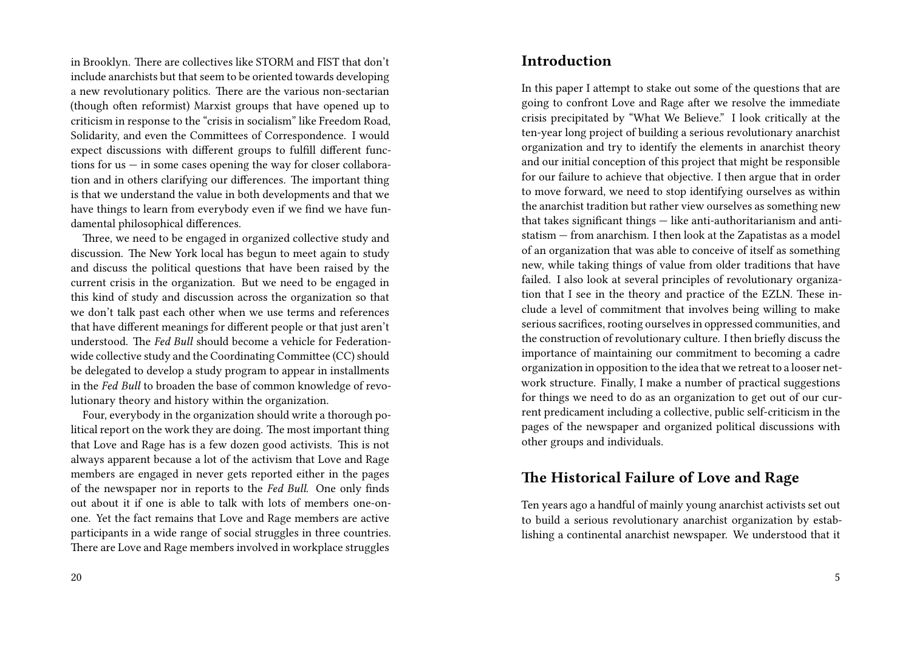in Brooklyn. There are collectives like STORM and FIST that don't include anarchists but that seem to be oriented towards developing a new revolutionary politics. There are the various non-sectarian (though often reformist) Marxist groups that have opened up to criticism in response to the "crisis in socialism" like Freedom Road, Solidarity, and even the Committees of Correspondence. I would expect discussions with different groups to fulfill different functions for us — in some cases opening the way for closer collaboration and in others clarifying our differences. The important thing is that we understand the value in both developments and that we have things to learn from everybody even if we find we have fundamental philosophical differences.

Three, we need to be engaged in organized collective study and discussion. The New York local has begun to meet again to study and discuss the political questions that have been raised by the current crisis in the organization. But we need to be engaged in this kind of study and discussion across the organization so that we don't talk past each other when we use terms and references that have different meanings for different people or that just aren't understood. The *Fed Bull* should become a vehicle for Federation-wide collective study and the Coordinating Committee (CC) should be delegated to develop a study program to appear in installments in the *Fed Bull* to broaden the base of common knowledge of revolutionary theory and history within the organization.

Four, everybody in the organization should write a thorough political report on the work they are doing. The most important thing that Love and Rage has is a few dozen good activists. This is not always apparent because a lot of the activism that Love and Rage members are engaged in never gets reported either in the pages of the newspaper nor in reports to the *Fed Bull.* One only finds out about it if one is able to talk with lots of members one-on-one. Yet the fact remains that Love and Rage members are active participants in a wide range of social struggles in three countries. There are Love and Rage members involved in workplace struggles

## Introduction

In this paper I attempt to stake out some of the questions that are going to confront Love and Rage after we resolve the immediate crisis precipitated by "What We Believe." I look critically at the ten-year long project of building a serious revolutionary anarchist organization and try to identify the elements in anarchist theory and our initial conception of this project that might be responsible for our failure to achieve that objective. I then argue that in order to move forward, we need to stop identifying ourselves as within the anarchist tradition but rather view ourselves as something new that takes significant things — like anti-authoritarianism and anti-statism — from anarchism. I then look at the Zapatistas as a model of an organization that was able to conceive of itself as something new, while taking things of value from older traditions that have failed. I also look at several principles of revolutionary organization that I see in the theory and practice of the EZLN. These include a level of commitment that involves being willing to make serious sacrifices, rooting ourselves in oppressed communities, and the construction of revolutionary culture. I then briefly discuss the importance of maintaining our commitment to becoming a cadre organization in opposition to the idea that we retreat to a looser network structure. Finally, I make a number of practical suggestions for things we need to do as an organization to get out of our current predicament including a collective, public self-criticism in the pages of the newspaper and organized political discussions with other groups and individuals.

## The Historical Failure of Love and Rage

Ten years ago a handful of mainly young anarchist activists set out to build a serious revolutionary anarchist organization by establishing a continental anarchist newspaper. We understood that it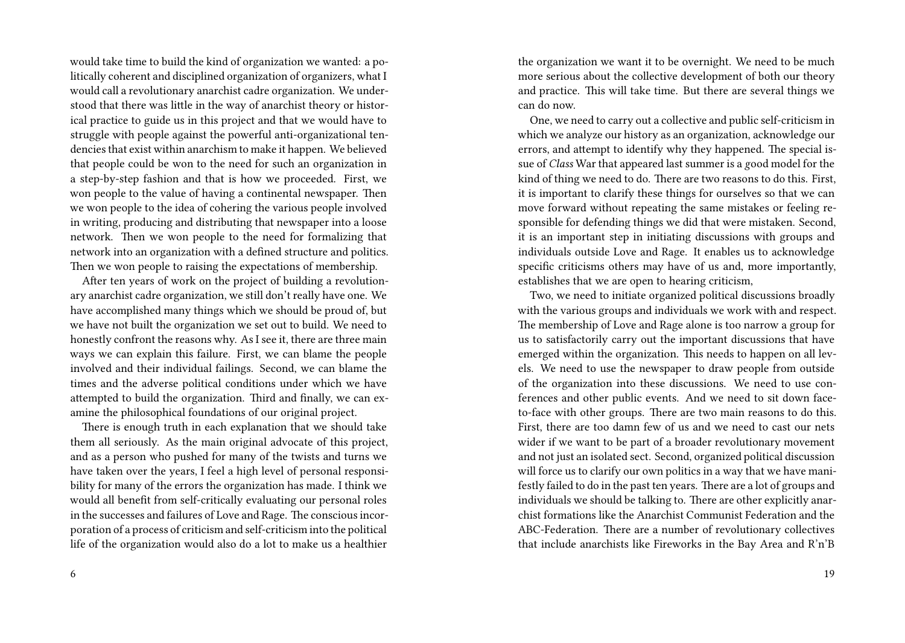would take time to build the kind of organization we wanted: a politically coherent and disciplined organization of organizers, what I would call a revolutionary anarchist cadre organization. We understood that there was little in the way of anarchist theory or historical practice to guide us in this project and that we would have to struggle with people against the powerful anti-organizational tendencies that exist within anarchism to make it happen. We believed that people could be won to the need for such an organization in a step-by-step fashion and that is how we proceeded. First, we won people to the value of having a continental newspaper. Then we won people to the idea of cohering the various people involved in writing, producing and distributing that newspaper into a loose network. Then we won people to the need for formalizing that network into an organization with a defined structure and politics. Then we won people to raising the expectations of membership.

After ten years of work on the project of building a revolutionary anarchist cadre organization, we still don't really have one. We have accomplished many things which we should be proud of, but we have not built the organization we set out to build. We need to honestly confront the reasons why. As I see it, there are three main ways we can explain this failure. First, we can blame the people involved and their individual failings. Second, we can blame the times and the adverse political conditions under which we have attempted to build the organization. Third and finally, we can examine the philosophical foundations of our original project.

There is enough truth in each explanation that we should take them all seriously. As the main original advocate of this project, and as a person who pushed for many of the twists and turns we have taken over the years, I feel a high level of personal responsibility for many of the errors the organization has made. I think we would all benefit from self-critically evaluating our personal roles in the successes and failures of Love and Rage. The conscious incorporation of a process of criticism and self-criticism into the political life of the organization would also do a lot to make us a healthier

the organization we want it to be overnight. We need to be much more serious about the collective development of both our theory and practice. This will take time. But there are several things we can do now.

One, we need to carry out a collective and public self-criticism in which we analyze our history as an organization, acknowledge our errors, and attempt to identify why they happened. The special issue of *Class War* that appeared last summer is a good model for the kind of thing we need to do. There are two reasons to do this. First, it is important to clarify these things for ourselves so that we can move forward without repeating the same mistakes or feeling responsible for defending things we did that were mistaken. Second, it is an important step in initiating discussions with groups and individuals outside Love and Rage. It enables us to acknowledge specific criticisms others may have of us and, more importantly, establishes that we are open to hearing criticism,

Two, we need to initiate organized political discussions broadly with the various groups and individuals we work with and respect. The membership of Love and Rage alone is too narrow a group for us to satisfactorily carry out the important discussions that have emerged within the organization. This needs to happen on all levels. We need to use the newspaper to draw people from outside of the organization into these discussions. We need to use conferences and other public events. And we need to sit down face-to-face with other groups. There are two main reasons to do this. First, there are too damn few of us and we need to cast our nets wider if we want to be part of a broader revolutionary movement and not just an isolated sect. Second, organized political discussion will force us to clarify our own politics in a way that we have manifestly failed to do in the past ten years. There are a lot of groups and individuals we should be talking to. There are other explicitly anarchist formations like the Anarchist Communist Federation and the ABC-Federation. There are a number of revolutionary collectives that include anarchists like Fireworks in the Bay Area and R'n'B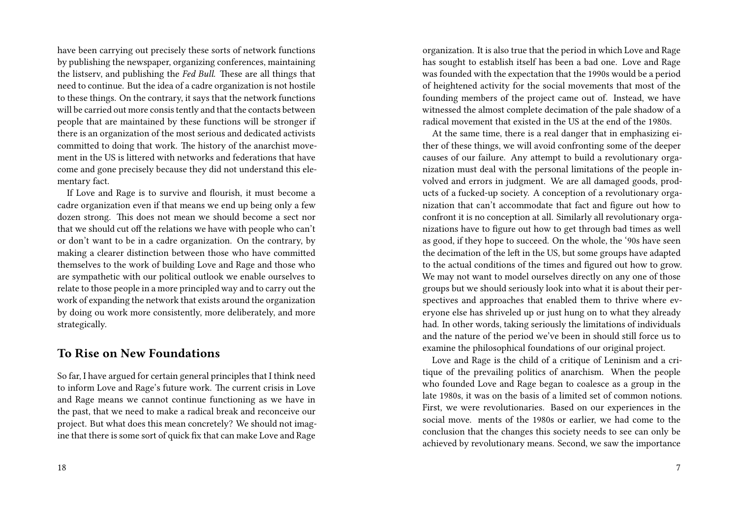have been carrying out precisely these sorts of network functions by publishing the newspaper, organizing conferences, maintaining the listserv, and publishing the *Fed Bull.* These are all things that need to continue. But the idea of a cadre organization is not hostile to these things. On the contrary, it says that the network functions will be carried out more consis tently and that the contacts between people that are maintained by these functions will be stronger if there is an organization of the most serious and dedicated activists committed to doing that work. The history of the anarchist movement in the US is littered with networks and federations that have come and gone precisely because they did not understand this elementary fact.

If Love and Rage is to survive and flourish, it must become a cadre organization even if that means we end up being only a few dozen strong. This does not mean we should become a sect nor that we should cut off the relations we have with people who can't or don't want to be in a cadre organization. On the contrary, by making a clearer distinction between those who have committed themselves to the work of building Love and Rage and those who are sympathetic with our political outlook we enable ourselves to relate to those people in a more principled way and to carry out the work of expanding the network that exists around the organization by doing ou work more consistently, more deliberately, and more strategically.

## To Rise on New Foundations

So far, I have argued for certain general principles that I think need to inform Love and Rage's future work. The current crisis in Love and Rage means we cannot continue functioning as we have in the past, that we need to make a radical break and reconceive our project. But what does this mean concretely? We should not imagine that there is some sort of quick fix that can make Love and Rage

organization. It is also true that the period in which Love and Rage has sought to establish itself has been a bad one. Love and Rage was founded with the expectation that the 1990s would be a period of heightened activity for the social movements that most of the founding members of the project came out of. Instead, we have witnessed the almost complete decimation of the pale shadow of a radical movement that existed in the US at the end of the 1980s.

At the same time, there is a real danger that in emphasizing either of these things, we will avoid confronting some of the deeper causes of our failure. Any attempt to build a revolutionary organization must deal with the personal limitations of the people involved and errors in judgment. We are all damaged goods, products of a fucked-up society. A conception of a revolutionary organization that can't accommodate that fact and figure out how to confront it is no conception at all. Similarly all revolutionary organizations have to figure out how to get through bad times as well as good, if they hope to succeed. On the whole, the '90s have seen the decimation of the left in the US, but some groups have adapted to the actual conditions of the times and figured out how to grow. We may not want to model ourselves directly on any one of those groups but we should seriously look into what it is about their perspectives and approaches that enabled them to thrive where everyone else has shriveled up or just hung on to what they already had. In other words, taking seriously the limitations of individuals and the nature of the period we've been in should still force us to examine the philosophical foundations of our original project.

Love and Rage is the child of a critique of Leninism and a critique of the prevailing politics of anarchism. When the people who founded Love and Rage began to coalesce as a group in the late 1980s, it was on the basis of a limited set of common notions. First, we were revolutionaries. Based on our experiences in the social move. ments of the 1980s or earlier, we had come to the conclusion that the changes this society needs to see can only be achieved by revolutionary means. Second, we saw the importance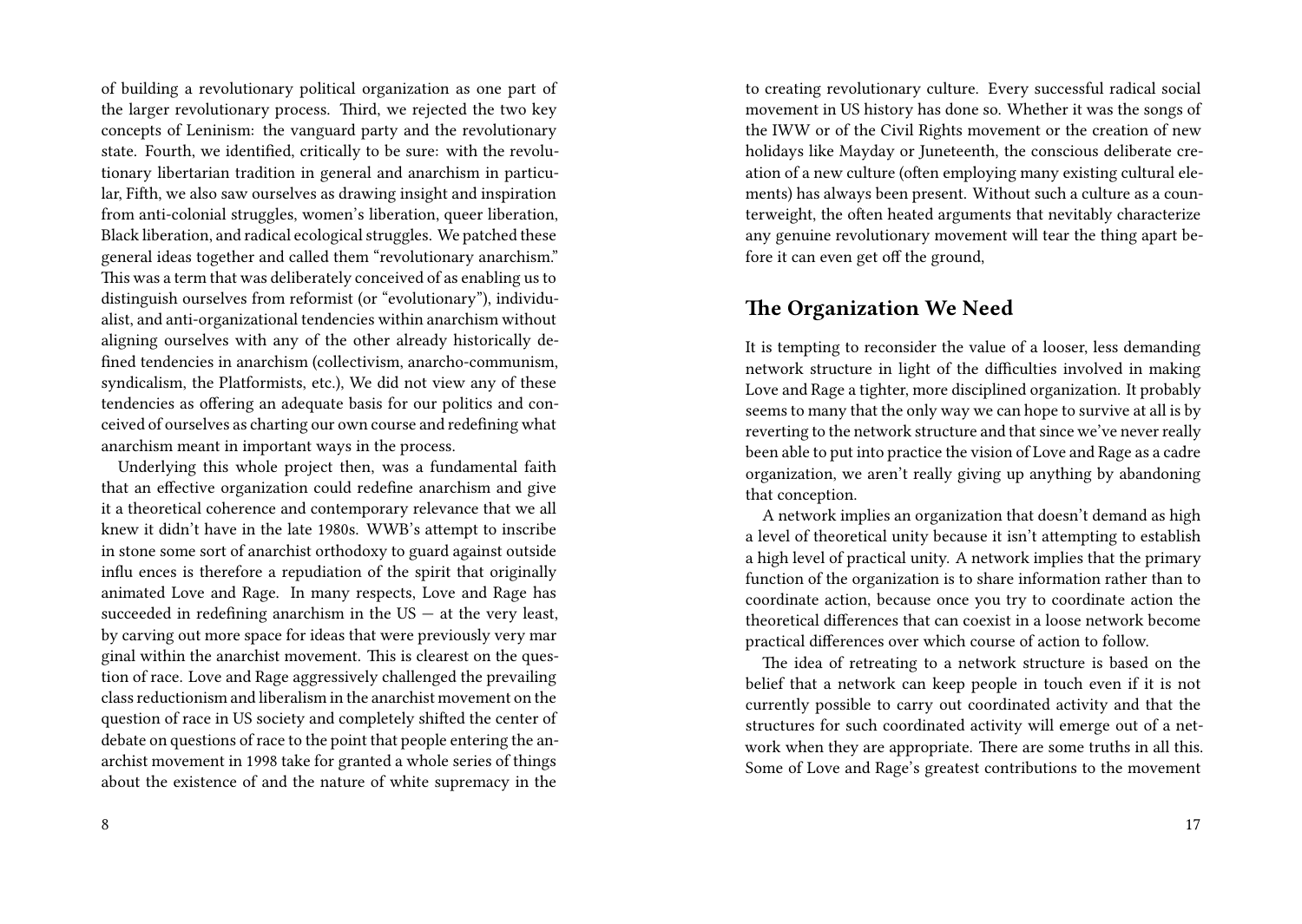of building a revolutionary political organization as one part of the larger revolutionary process. Third, we rejected the two key concepts of Leninism: the vanguard party and the revolutionary state. Fourth, we identified, critically to be sure: with the revolutionary libertarian tradition in general and anarchism in particular, Fifth, we also saw ourselves as drawing insight and inspiration from anti-colonial struggles, women's liberation, queer liberation, Black liberation, and radical ecological struggles. We patched these general ideas together and called them "revolutionary anarchism." This was a term that was deliberately conceived of as enabling us to distinguish ourselves from reformist (or "evolutionary"), individualist, and anti-organizational tendencies within anarchism without aligning ourselves with any of the other already historically defined tendencies in anarchism (collectivism, anarcho-communism, syndicalism, the Platformists, etc.), We did not view any of these tendencies as offering an adequate basis for our politics and conceived of ourselves as charting our own course and redefining what anarchism meant in important ways in the process.

Underlying this whole project then, was a fundamental faith that an effective organization could redefine anarchism and give it a theoretical coherence and contemporary relevance that we all knew it didn't have in the late 1980s. WWB's attempt to inscribe in stone some sort of anarchist orthodoxy to guard against outside influ ences is therefore a repudiation of the spirit that originally animated Love and Rage. In many respects, Love and Rage has succeeded in redefining anarchism in the US — at the very least, by carving out more space for ideas that were previously very mar ginal within the anarchist movement. This is clearest on the question of race. Love and Rage aggressively challenged the prevailing class reductionism and liberalism in the anarchist movement on the question of race in US society and completely shifted the center of debate on questions of race to the point that people entering the anarchist movement in 1998 take for granted a whole series of things about the existence of and the nature of white supremacy in the

to creating revolutionary culture. Every successful radical social movement in US history has done so. Whether it was the songs of the IWW or of the Civil Rights movement or the creation of new holidays like Mayday or Juneteenth, the conscious deliberate creation of a new culture (often employing many existing cultural elements) has always been present. Without such a culture as a counterweight, the often heated arguments that nevitably characterize any genuine revolutionary movement will tear the thing apart before it can even get off the ground,

## The Organization We Need

It is tempting to reconsider the value of a looser, less demanding network structure in light of the difficulties involved in making Love and Rage a tighter, more disciplined organization. It probably seems to many that the only way we can hope to survive at all is by reverting to the network structure and that since we've never really been able to put into practice the vision of Love and Rage as a cadre organization, we aren't really giving up anything by abandoning that conception.

A network implies an organization that doesn't demand as high a level of theoretical unity because it isn't attempting to establish a high level of practical unity. A network implies that the primary function of the organization is to share information rather than to coordinate action, because once you try to coordinate action the theoretical differences that can coexist in a loose network become practical differences over which course of action to follow.

The idea of retreating to a network structure is based on the belief that a network can keep people in touch even if it is not currently possible to carry out coordinated activity and that the structures for such coordinated activity will emerge out of a network when they are appropriate. There are some truths in all this. Some of Love and Rage's greatest contributions to the movement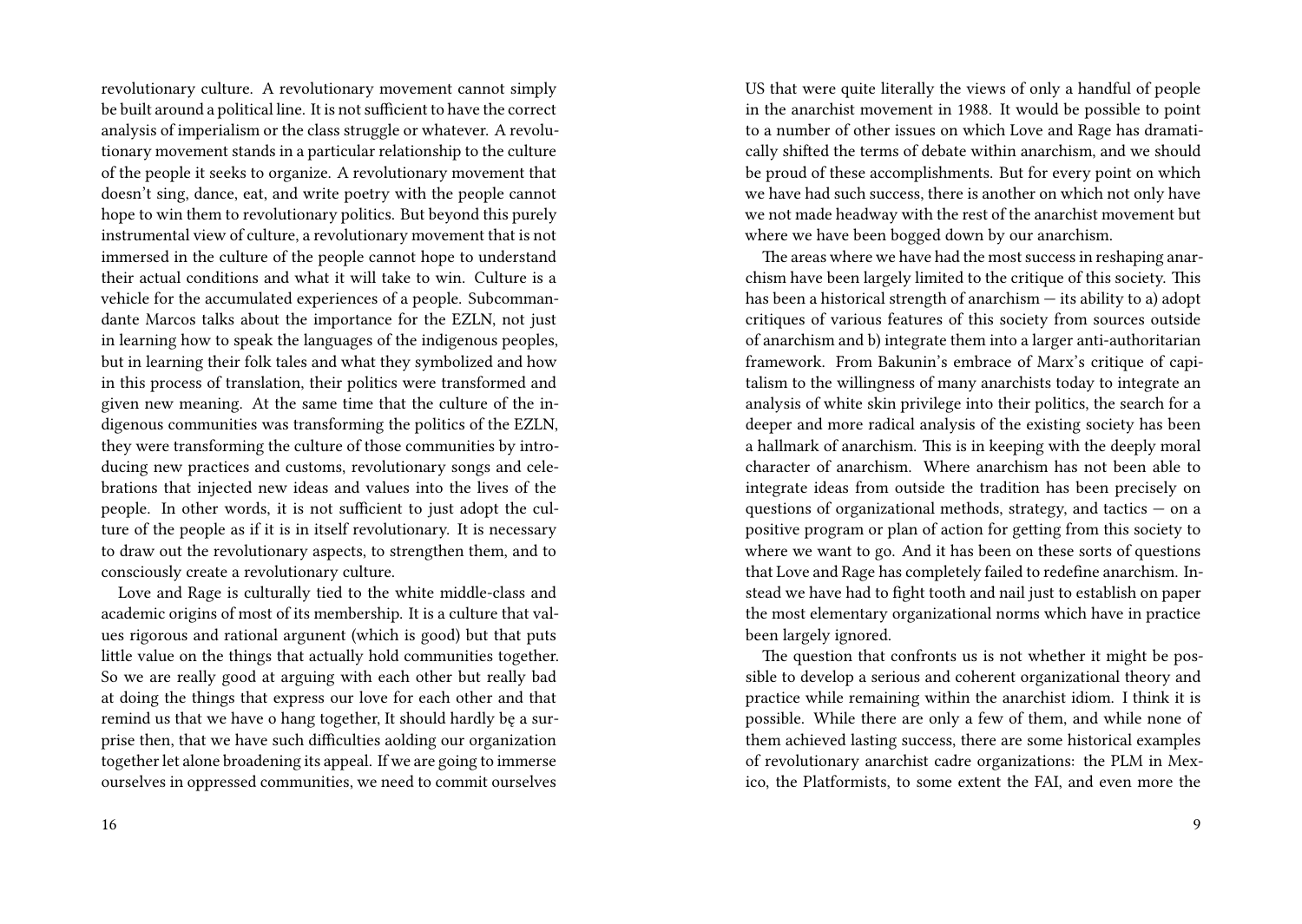revolutionary culture. A revolutionary movement cannot simply be built around a political line. It is not sufficient to have the correct analysis of imperialism or the class struggle or whatever. A revolutionary movement stands in a particular relationship to the culture of the people it seeks to organize. A revolutionary movement that doesn't sing, dance, eat, and write poetry with the people cannot hope to win them to revolutionary politics. But beyond this purely instrumental view of culture, a revolutionary movement that is not immersed in the culture of the people cannot hope to understand their actual conditions and what it will take to win. Culture is a vehicle for the accumulated experiences of a people. Subcommandante Marcos talks about the importance for the EZLN, not just in learning how to speak the languages of the indigenous peoples, but in learning their folk tales and what they symbolized and how in this process of translation, their politics were transformed and given new meaning. At the same time that the culture of the indigenous communities was transforming the politics of the EZLN, they were transforming the culture of those communities by introducing new practices and customs, revolutionary songs and celebrations that injected new ideas and values into the lives of the people. In other words, it is not sufficient to just adopt the culture of the people as if it is in itself revolutionary. It is necessary to draw out the revolutionary aspects, to strengthen them, and to consciously create a revolutionary culture.

Love and Rage is culturally tied to the white middle-class and academic origins of most of its membership. It is a culture that values rigorous and rational argunent (which is good) but that puts little value on the things that actually hold communities together. So we are really good at arguing with each other but really bad at doing the things that express our love for each other and that remind us that we have o hang together, It should hardly bẹ a surprise then, that we have such difficulties aolding our organization together let alone broadening its appeal. If we are going to immerse ourselves in oppressed communities, we need to commit ourselves

US that were quite literally the views of only a handful of people in the anarchist movement in 1988. It would be possible to point to a number of other issues on which Love and Rage has dramatically shifted the terms of debate within anarchism, and we should be proud of these accomplishments. But for every point on which we have had such success, there is another on which not only have we not made headway with the rest of the anarchist movement but where we have been bogged down by our anarchism.

The areas where we have had the most success in reshaping anarchism have been largely limited to the critique of this society. This has been a historical strength of anarchism — its ability to a) adopt critiques of various features of this society from sources outside of anarchism and b) integrate them into a larger anti-authoritarian framework. From Bakunin's embrace of Marx's critique of capitalism to the willingness of many anarchists today to integrate an analysis of white skin privilege into their politics, the search for a deeper and more radical analysis of the existing society has been a hallmark of anarchism. This is in keeping with the deeply moral character of anarchism. Where anarchism has not been able to integrate ideas from outside the tradition has been precisely on questions of organizational methods, strategy, and tactics — on a positive program or plan of action for getting from this society to where we want to go. And it has been on these sorts of questions that Love and Rage has completely failed to redefine anarchism. Instead we have had to fight tooth and nail just to establish on paper the most elementary organizational norms which have in practice been largely ignored.

The question that confronts us is not whether it might be possible to develop a serious and coherent organizational theory and practice while remaining within the anarchist idiom. I think it is possible. While there are only a few of them, and while none of them achieved lasting success, there are some historical examples of revolutionary anarchist cadre organizations: the PLM in Mexico, the Platformists, to some extent the FAI, and even more the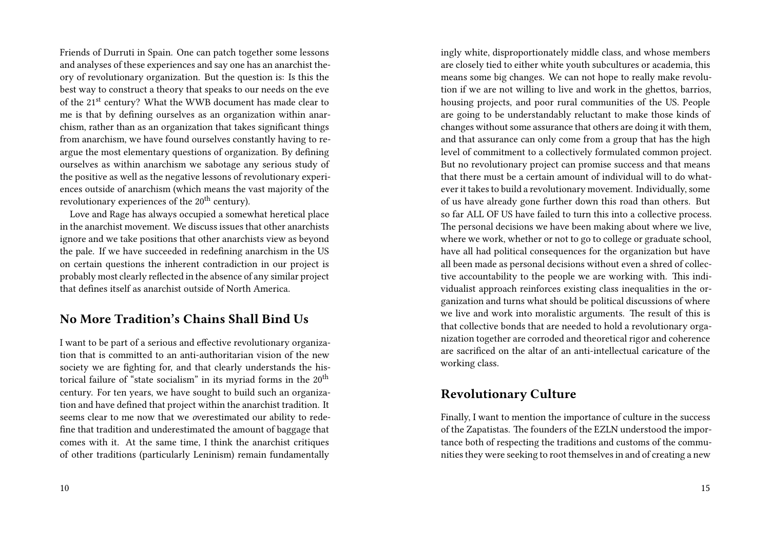Friends of Durruti in Spain. One can patch together some lessons and analyses of these experiences and say one has an anarchist theory of revolutionary organization. But the question is: Is this the best way to construct a theory that speaks to our needs on the eve of the 21st century? What the WWB document has made clear to me is that by defining ourselves as an organization within anarchism, rather than as an organization that takes significant things from anarchism, we have found ourselves constantly having to re-argue the most elementary questions of organization. By defining ourselves as within anarchism we sabotage any serious study of the positive as well as the negative lessons of revolutionary experiences outside of anarchism (which means the vast majority of the revolutionary experiences of the 20th century).

Love and Rage has always occupied a somewhat heretical place in the anarchist movement. We discuss issues that other anarchists ignore and we take positions that other anarchists view as beyond the pale. If we have succeeded in redefining anarchism in the US on certain questions the inherent contradiction in our project is probably most clearly reflected in the absence of any similar project that defines itself as anarchist outside of North America.

## No More Tradition's Chains Shall Bind Us

I want to be part of a serious and effective revolutionary organization that is committed to an anti-authoritarian vision of the new society we are fighting for, and that clearly understands the historical failure of "state socialism" in its myriad forms in the 20th century. For ten years, we have sought to build such an organization and have defined that project within the anarchist tradition. It seems clear to me now that we overestimated our ability to redefine that tradition and underestimated the amount of baggage that comes with it. At the same time, I think the anarchist critiques of other traditions (particularly Leninism) remain fundamentally

ingly white, disproportionately middle class, and whose members are closely tied to either white youth subcultures or academia, this means some big changes. We can not hope to really make revolution if we are not willing to live and work in the ghettos, barrios, housing projects, and poor rural communities of the US. People are going to be understandably reluctant to make those kinds of changes without some assurance that others are doing it with them, and that assurance can only come from a group that has the high level of commitment to a collectively formulated common project. But no revolutionary project can promise success and that means that there must be a certain amount of individual will to do whatever it takes to build a revolutionary movement. Individually, some of us have already gone further down this road than others. But so far ALL OF US have failed to turn this into a collective process. The personal decisions we have been making about where we live, where we work, whether or not to go to college or graduate school, have all had political consequences for the organization but have all been made as personal decisions without even a shred of collective accountability to the people we are working with. This individualist approach reinforces existing class inequalities in the organization and turns what should be political discussions of where we live and work into moralistic arguments. The result of this is that collective bonds that are needed to hold a revolutionary organization together are corroded and theoretical rigor and coherence are sacrificed on the altar of an anti-intellectual caricature of the working class.

## Revolutionary Culture

Finally, I want to mention the importance of culture in the success of the Zapatistas. The founders of the EZLN understood the importance both of respecting the traditions and customs of the communities they were seeking to root themselves in and of creating a new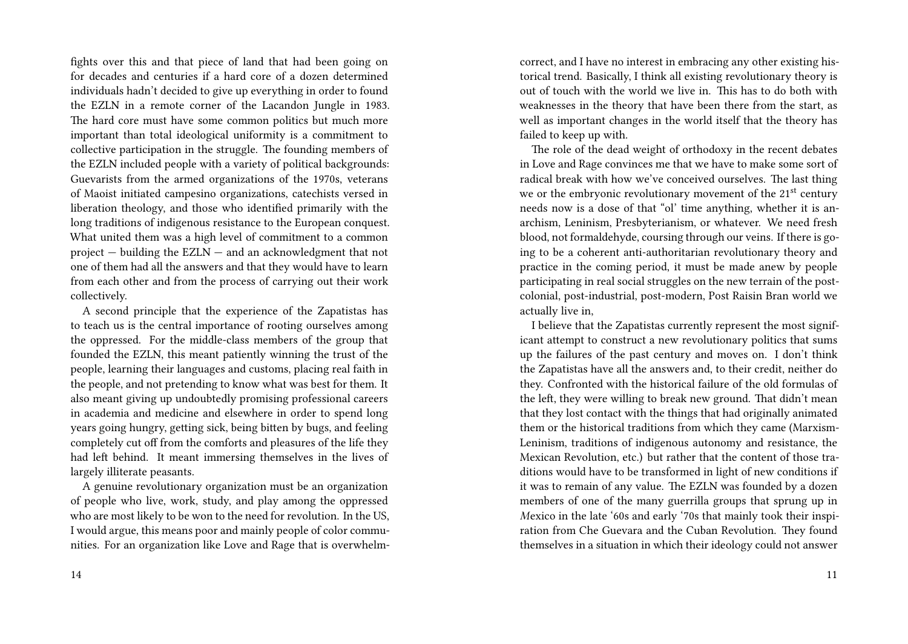fights over this and that piece of land that had been going on for decades and centuries if a hard core of a dozen determined individuals hadn't decided to give up everything in order to found the EZLN in a remote corner of the Lacandon Jungle in 1983. The hard core must have some common politics but much more important than total ideological uniformity is a commitment to collective participation in the struggle. The founding members of the EZLN included people with a variety of political backgrounds: Guevarists from the armed organizations of the 1970s, veterans of Maoist initiated campesino organizations, catechists versed in liberation theology, and those who identified primarily with the long traditions of indigenous resistance to the European conquest. What united them was a high level of commitment to a common project — building the EZLN — and an acknowledgment that not one of them had all the answers and that they would have to learn from each other and from the process of carrying out their work collectively.

A second principle that the experience of the Zapatistas has to teach us is the central importance of rooting ourselves among the oppressed. For the middle-class members of the group that founded the EZLN, this meant patiently winning the trust of the people, learning their languages and customs, placing real faith in the people, and not pretending to know what was best for them. It also meant giving up undoubtedly promising professional careers in academia and medicine and elsewhere in order to spend long years going hungry, getting sick, being bitten by bugs, and feeling completely cut off from the comforts and pleasures of the life they had left behind. It meant immersing themselves in the lives of largely illiterate peasants.

A genuine revolutionary organization must be an organization of people who live, work, study, and play among the oppressed who are most likely to be won to the need for revolution. In the US, I would argue, this means poor and mainly people of color communities. For an organization like Love and Rage that is overwhelm-

correct, and I have no interest in embracing any other existing historical trend. Basically, I think all existing revolutionary theory is out of touch with the world we live in. This has to do both with weaknesses in the theory that have been there from the start, as well as important changes in the world itself that the theory has failed to keep up with.

The role of the dead weight of orthodoxy in the recent debates in Love and Rage convinces me that we have to make some sort of radical break with how we've conceived ourselves. The last thing we or the embryonic revolutionary movement of the 21st century needs now is a dose of that "ol' time anything, whether it is anarchism, Leninism, Presbyterianism, or whatever. We need fresh blood, not formaldehyde, coursing through our veins. If there is going to be a coherent anti-authoritarian revolutionary theory and practice in the coming period, it must be made anew by people participating in real social struggles on the new terrain of the post-colonial, post-industrial, post-modern, Post Raisin Bran world we actually live in,

I believe that the Zapatistas currently represent the most significant attempt to construct a new revolutionary politics that sums up the failures of the past century and moves on. I don't think the Zapatistas have all the answers and, to their credit, neither do they. Confronted with the historical failure of the old formulas of the left, they were willing to break new ground. That didn't mean that they lost contact with the things that had originally animated them or the historical traditions from which they came (Marxism-Leninism, traditions of indigenous autonomy and resistance, the Mexican Revolution, etc.) but rather that the content of those traditions would have to be transformed in light of new conditions if it was to remain of any value. The EZLN was founded by a dozen members of one of the many guerrilla groups that sprung up in Mexico in the late '60s and early '70s that mainly took their inspiration from Che Guevara and the Cuban Revolution. They found themselves in a situation in which their ideology could not answer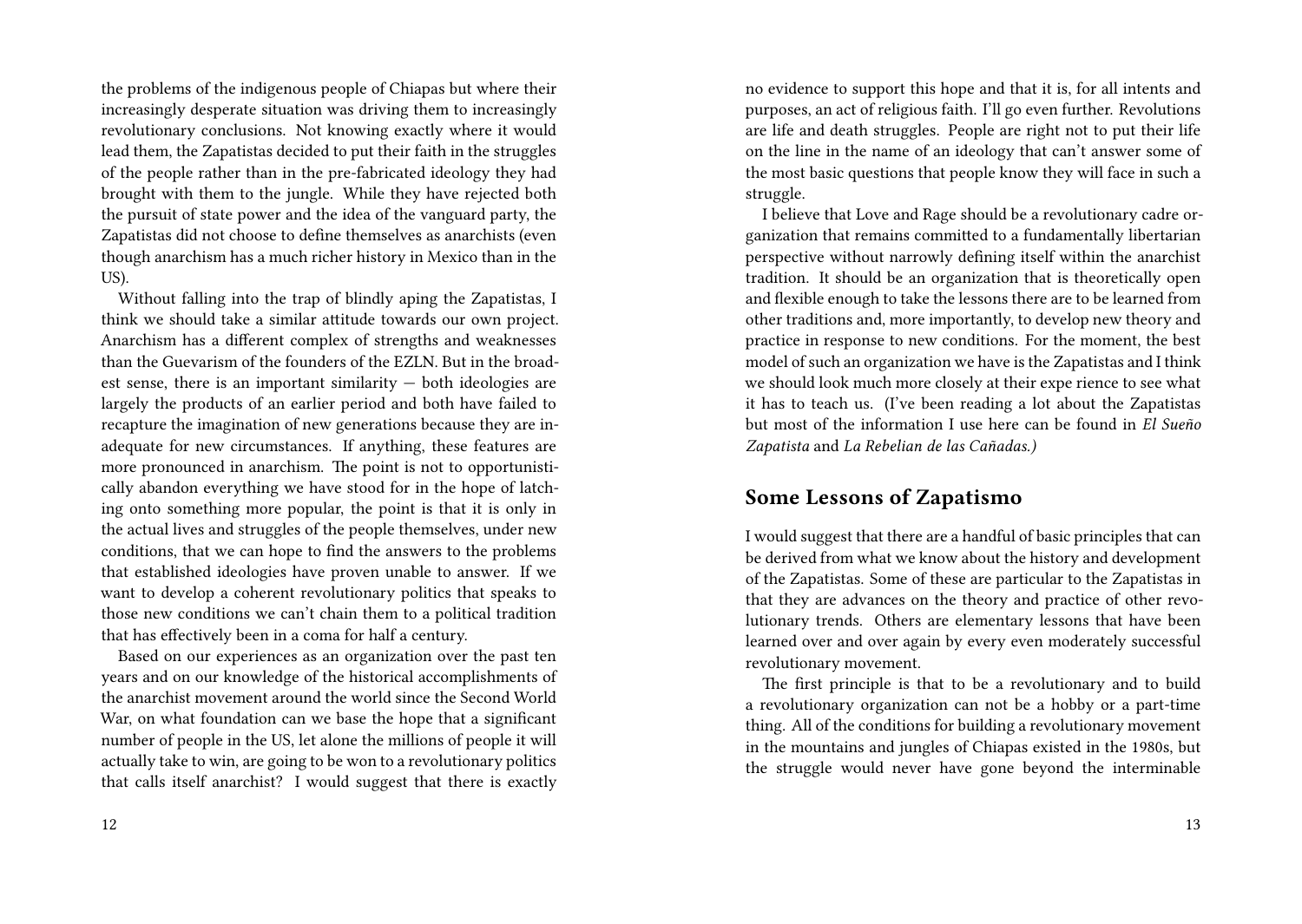the problems of the indigenous people of Chiapas but where their increasingly desperate situation was driving them to increasingly revolutionary conclusions. Not knowing exactly where it would lead them, the Zapatistas decided to put their faith in the struggles of the people rather than in the pre-fabricated ideology they had brought with them to the jungle. While they have rejected both the pursuit of state power and the idea of the vanguard party, the Zapatistas did not choose to define themselves as anarchists (even though anarchism has a much richer history in Mexico than in the US).

Without falling into the trap of blindly aping the Zapatistas, I think we should take a similar attitude towards our own project. Anarchism has a different complex of strengths and weaknesses than the Guevarism of the founders of the EZLN. But in the broadest sense, there is an important similarity — both ideologies are largely the products of an earlier period and both have failed to recapture the imagination of new generations because they are inadequate for new circumstances. If anything, these features are more pronounced in anarchism. The point is not to opportunistically abandon everything we have stood for in the hope of latching onto something more popular, the point is that it is only in the actual lives and struggles of the people themselves, under new conditions, that we can hope to find the answers to the problems that established ideologies have proven unable to answer. If we want to develop a coherent revolutionary politics that speaks to those new conditions we can't chain them to a political tradition that has effectively been in a coma for half a century.

Based on our experiences as an organization over the past ten years and on our knowledge of the historical accomplishments of the anarchist movement around the world since the Second World War, on what foundation can we base the hope that a significant number of people in the US, let alone the millions of people it will actually take to win, are going to be won to a revolutionary politics that calls itself anarchist? I would suggest that there is exactly no evidence to support this hope and that it is, for all intents and purposes, an act of religious faith. I'll go even further. Revolutions are life and death struggles. People are right not to put their life on the line in the name of an ideology that can't answer some of the most basic questions that people know they will face in such a struggle.

I believe that Love and Rage should be a revolutionary cadre organization that remains committed to a fundamentally libertarian perspective without narrowly defining itself within the anarchist tradition. It should be an organization that is theoretically open and flexible enough to take the lessons there are to be learned from other traditions and, more importantly, to develop new theory and practice in response to new conditions. For the moment, the best model of such an organization we have is the Zapatistas and I think we should look much more closely at their expe rience to see what it has to teach us. (I've been reading a lot about the Zapatistas but most of the information I use here can be found in *El Sueño Zapatista* and *La Rebelian de las Cañadas.)*

## Some Lessons of Zapatismo

I would suggest that there are a handful of basic principles that can be derived from what we know about the history and development of the Zapatistas. Some of these are particular to the Zapatistas in that they are advances on the theory and practice of other revolutionary trends. Others are elementary lessons that have been learned over and over again by every even moderately successful revolutionary movement.

The first principle is that to be a revolutionary and to build a revolutionary organization can not be a hobby or a part-time thing. All of the conditions for building a revolutionary movement in the mountains and jungles of Chiapas existed in the 1980s, but the struggle would never have gone beyond the interminable